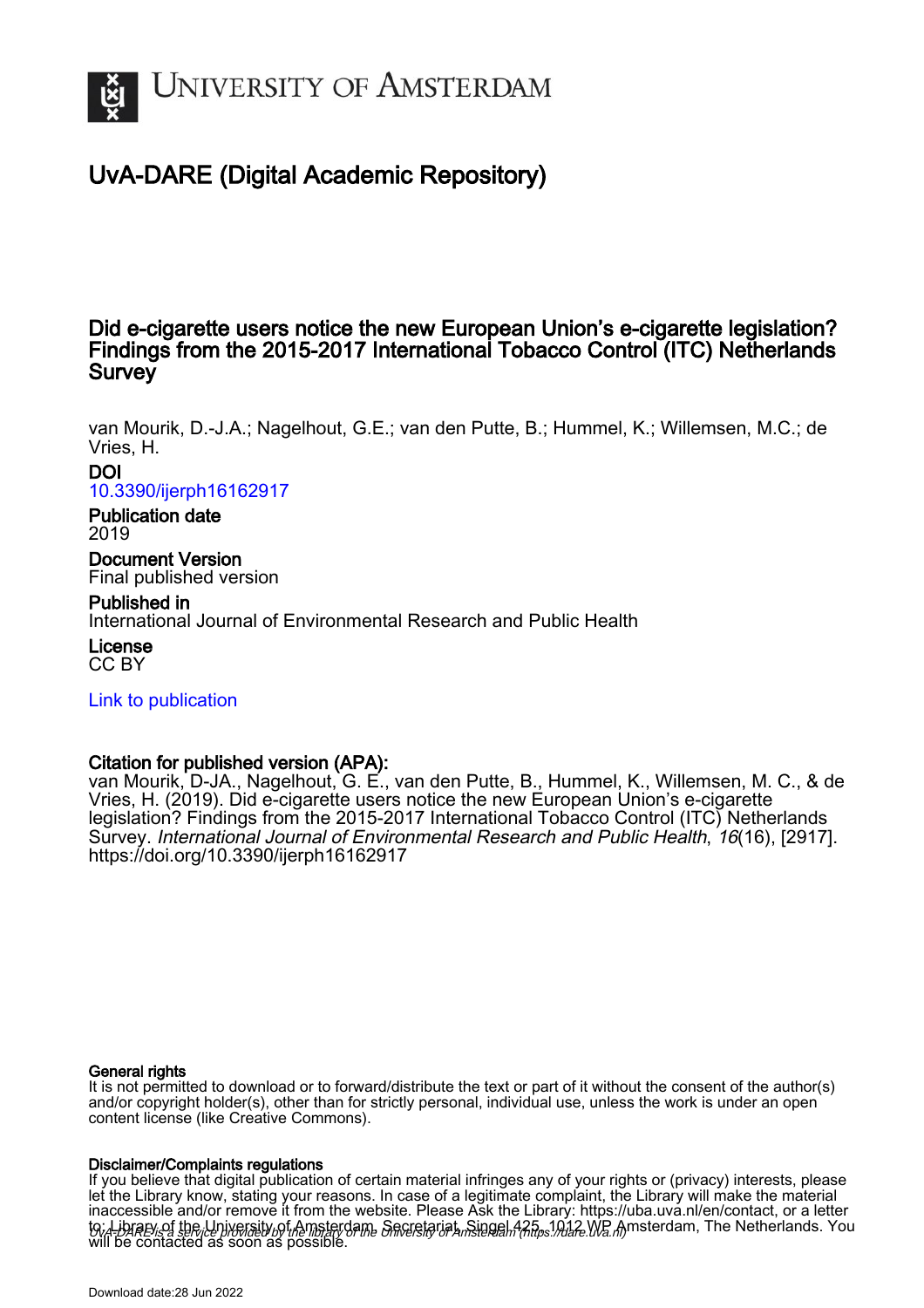UNIVERSITY OF AMSTERDAM

# UvA-DARE (Digital Academic Repository)

## Did e-cigarette users notice the new European Union's e-cigarette legislation? Findings from the 2015-2017 International Tobacco Control (ITC) Netherlands Survey

van Mourik, D.-J.A.; Nagelhout, G.E.; van den Putte, B.; Hummel, K.; Willemsen, M.C.; de Vries, H.

**DOI**
10.3390/ijerph16162917

**Publication date**
2019

**Document Version**
Final published version

**Published in**
International Journal of Environmental Research and Public Health

**License**
CC BY

Link to publication

**Citation for published version (APA):**
van Mourik, D-JA., Nagelhout, G. E., van den Putte, B., Hummel, K., Willemsen, M. C., & de Vries, H. (2019). Did e-cigarette users notice the new European Union's e-cigarette legislation? Findings from the 2015-2017 International Tobacco Control (ITC) Netherlands Survey. *International Journal of Environmental Research and Public Health*, *16*(16), [2917]. https://doi.org/10.3390/ijerph16162917

**General rights**
It is not permitted to download or to forward/distribute the text or part of it without the consent of the author(s) and/or copyright holder(s), other than for strictly personal, individual use, unless the work is under an open content license (like Creative Commons).

**Disclaimer/Complaints regulations**
If you believe that digital publication of certain material infringes any of your rights or (privacy) interests, please let the Library know, stating your reasons. In case of a legitimate complaint, the Library will make the material inaccessible and/or remove it from the website. Please Ask the Library: https://uba.uva.nl/en/contact, or a letter to: Library of the University of Amsterdam, Secretariat, Singel 425, 1012 WP Amsterdam, The Netherlands. You will be contacted as soon as possible.

UvA-DARE is a service provided by the library of the University of Amsterdam (https://dare.uva.nl)

Download date:28 Jun 2022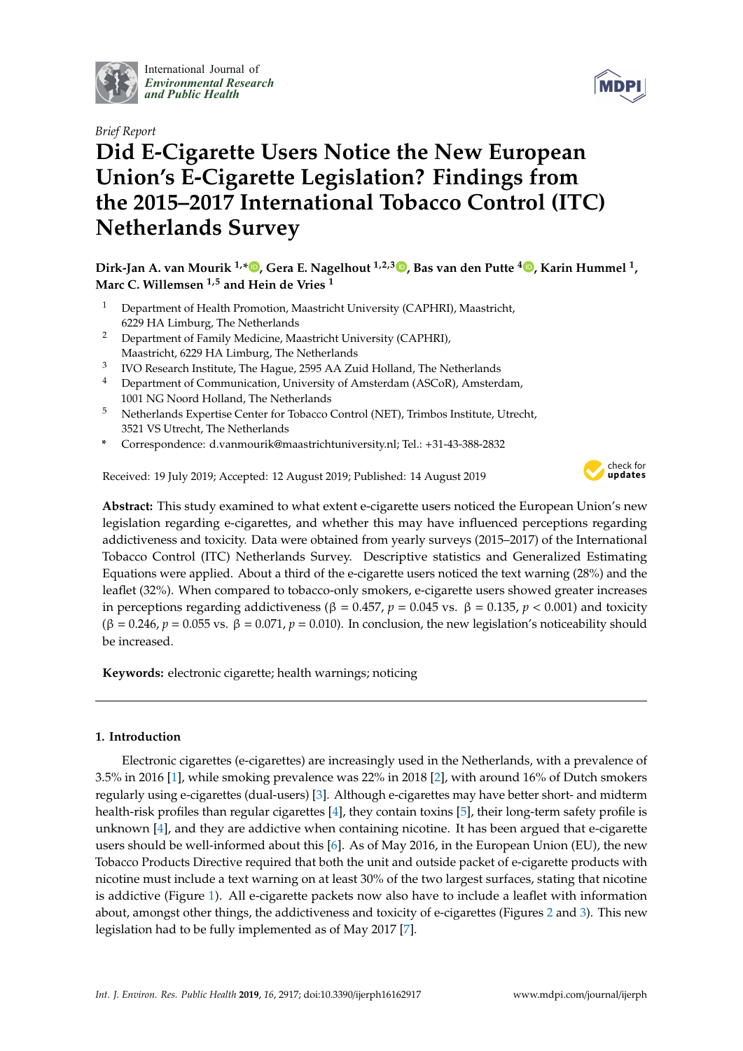# Did E-Cigarette Users Notice the New European Union's E-Cigarette Legislation? Findings from the 2015–2017 International Tobacco Control (ITC) Netherlands Survey

*Brief Report*

**Dirk-Jan A. van Mourik [1,*], Gera E. Nagelhout [1,2,3], Bas van den Putte [4], Karin Hummel [1], Marc C. Willemsen [1,5] and Hein de Vries [1]**

1. Department of Health Promotion, Maastricht University (CAPHRI), Maastricht, 6229 HA Limburg, The Netherlands
2. Department of Family Medicine, Maastricht University (CAPHRI), Maastricht, 6229 HA Limburg, The Netherlands
3. IVO Research Institute, The Hague, 2595 AA Zuid Holland, The Netherlands
4. Department of Communication, University of Amsterdam (ASCoR), Amsterdam, 1001 NG Noord Holland, The Netherlands
5. Netherlands Expertise Center for Tobacco Control (NET), Trimbos Institute, Utrecht, 3521 VS Utrecht, The Netherlands

\* Correspondence: d.vanmourik@maastrichtuniversity.nl; Tel.: +31-43-388-2832

Received: 19 July 2019; Accepted: 12 August 2019; Published: 14 August 2019

**Abstract:** This study examined to what extent e-cigarette users noticed the European Union's new legislation regarding e-cigarettes, and whether this may have influenced perceptions regarding addictiveness and toxicity. Data were obtained from yearly surveys (2015–2017) of the International Tobacco Control (ITC) Netherlands Survey. Descriptive statistics and Generalized Estimating Equations were applied. About a third of the e-cigarette users noticed the text warning (28%) and the leaflet (32%). When compared to tobacco-only smokers, e-cigarette users showed greater increases in perceptions regarding addictiveness ($\beta = 0.457$, $p = 0.045$ vs. $\beta = 0.135$, $p < 0.001$) and toxicity ($\beta = 0.246$, $p = 0.055$ vs. $\beta = 0.071$, $p = 0.010$). In conclusion, the new legislation's noticeability should be increased.

**Keywords:** electronic cigarette; health warnings; noticing

## 1. Introduction

Electronic cigarettes (e-cigarettes) are increasingly used in the Netherlands, with a prevalence of 3.5% in 2016 [1], while smoking prevalence was 22% in 2018 [2], with around 16% of Dutch smokers regularly using e-cigarettes (dual-users) [3]. Although e-cigarettes may have better short- and midterm health-risk profiles than regular cigarettes [4], they contain toxins [5], their long-term safety profile is unknown [4], and they are addictive when containing nicotine. It has been argued that e-cigarette users should be well-informed about this [6]. As of May 2016, in the European Union (EU), the new Tobacco Products Directive required that both the unit and outside packet of e-cigarette products with nicotine must include a text warning on at least 30% of the two largest surfaces, stating that nicotine is addictive (Figure 1). All e-cigarette packets now also have to include a leaflet with information about, amongst other things, the addictiveness and toxicity of e-cigarettes (Figures 2 and 3). This new legislation had to be fully implemented as of May 2017 [7].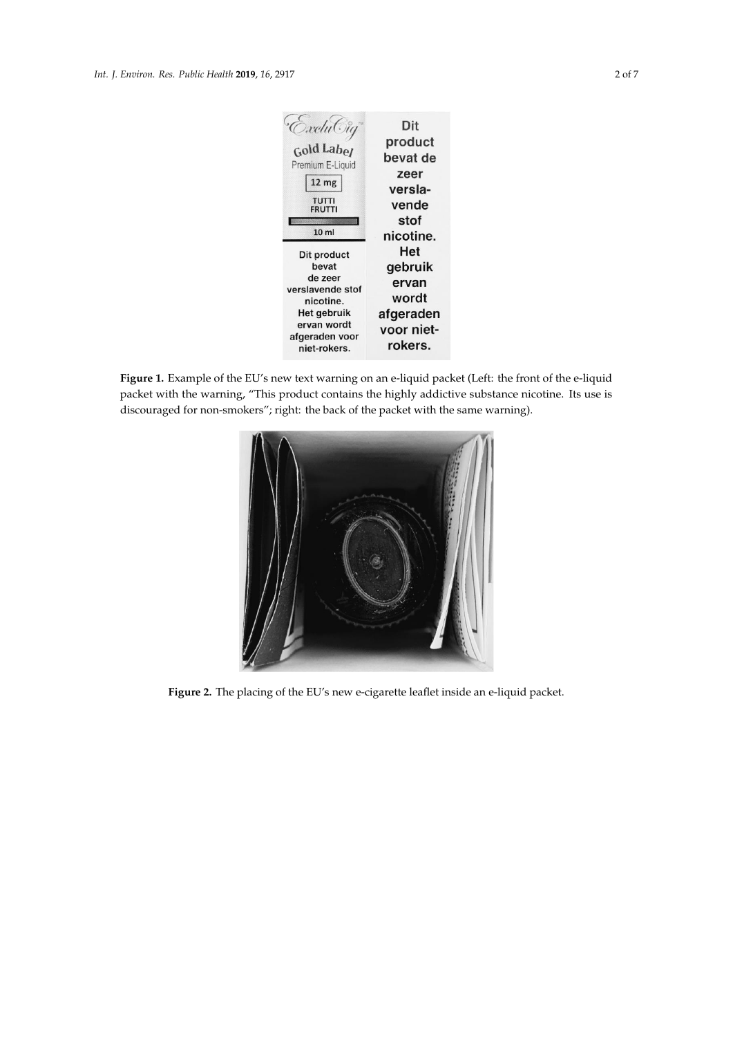**Figure 1.** Example of the EU's new text warning on an e-liquid packet (Left: the front of the e-liquid packet with the warning, "This product contains the highly addictive substance nicotine. Its use is discouraged for non-smokers"; right: the back of the packet with the same warning).

**Figure 2.** The placing of the EU's new e-cigarette leaflet inside an e-liquid packet.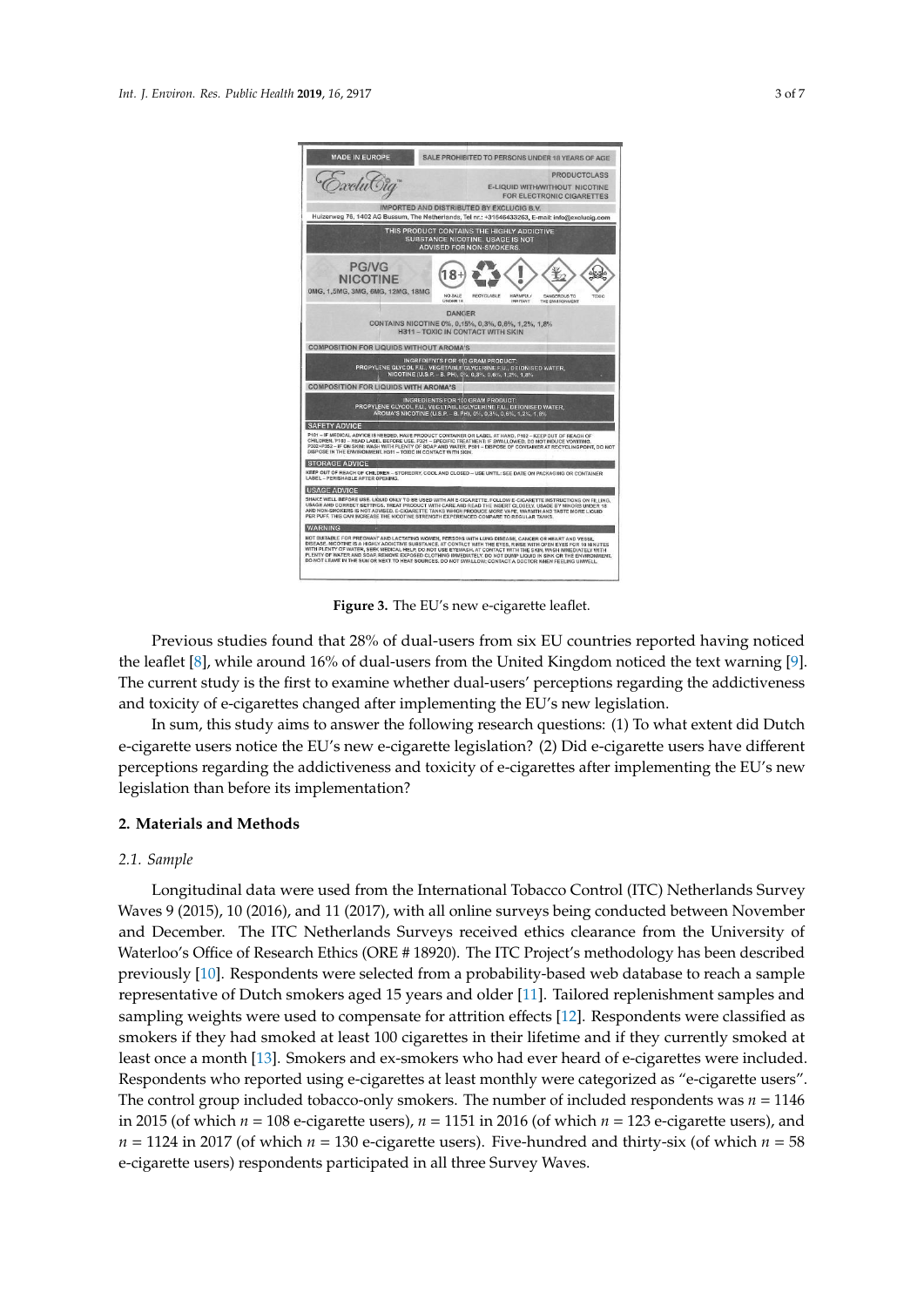**Figure 3.** The EU's new e-cigarette leaflet.

Previous studies found that 28% of dual-users from six EU countries reported having noticed the leaflet [8], while around 16% of dual-users from the United Kingdom noticed the text warning [9]. The current study is the first to examine whether dual-users' perceptions regarding the addictiveness and toxicity of e-cigarettes changed after implementing the EU's new legislation.

In sum, this study aims to answer the following research questions: (1) To what extent did Dutch e-cigarette users notice the EU's new e-cigarette legislation? (2) Did e-cigarette users have different perceptions regarding the addictiveness and toxicity of e-cigarettes after implementing the EU's new legislation than before its implementation?

## 2. Materials and Methods

### *2.1. Sample*

Longitudinal data were used from the International Tobacco Control (ITC) Netherlands Survey Waves 9 (2015), 10 (2016), and 11 (2017), with all online surveys being conducted between November and December. The ITC Netherlands Surveys received ethics clearance from the University of Waterloo's Office of Research Ethics (ORE # 18920). The ITC Project's methodology has been described previously [10]. Respondents were selected from a probability-based web database to reach a sample representative of Dutch smokers aged 15 years and older [11]. Tailored replenishment samples and sampling weights were used to compensate for attrition effects [12]. Respondents were classified as smokers if they had smoked at least 100 cigarettes in their lifetime and if they currently smoked at least once a month [13]. Smokers and ex-smokers who had ever heard of e-cigarettes were included. Respondents who reported using e-cigarettes at least monthly were categorized as "e-cigarette users". The control group included tobacco-only smokers. The number of included respondents was $n = 1146$ in 2015 (of which $n = 108$ e-cigarette users), $n = 1151$ in 2016 (of which $n = 123$ e-cigarette users), and $n = 1124$ in 2017 (of which $n = 130$ e-cigarette users). Five-hundred and thirty-six (of which $n = 58$ e-cigarette users) respondents participated in all three Survey Waves.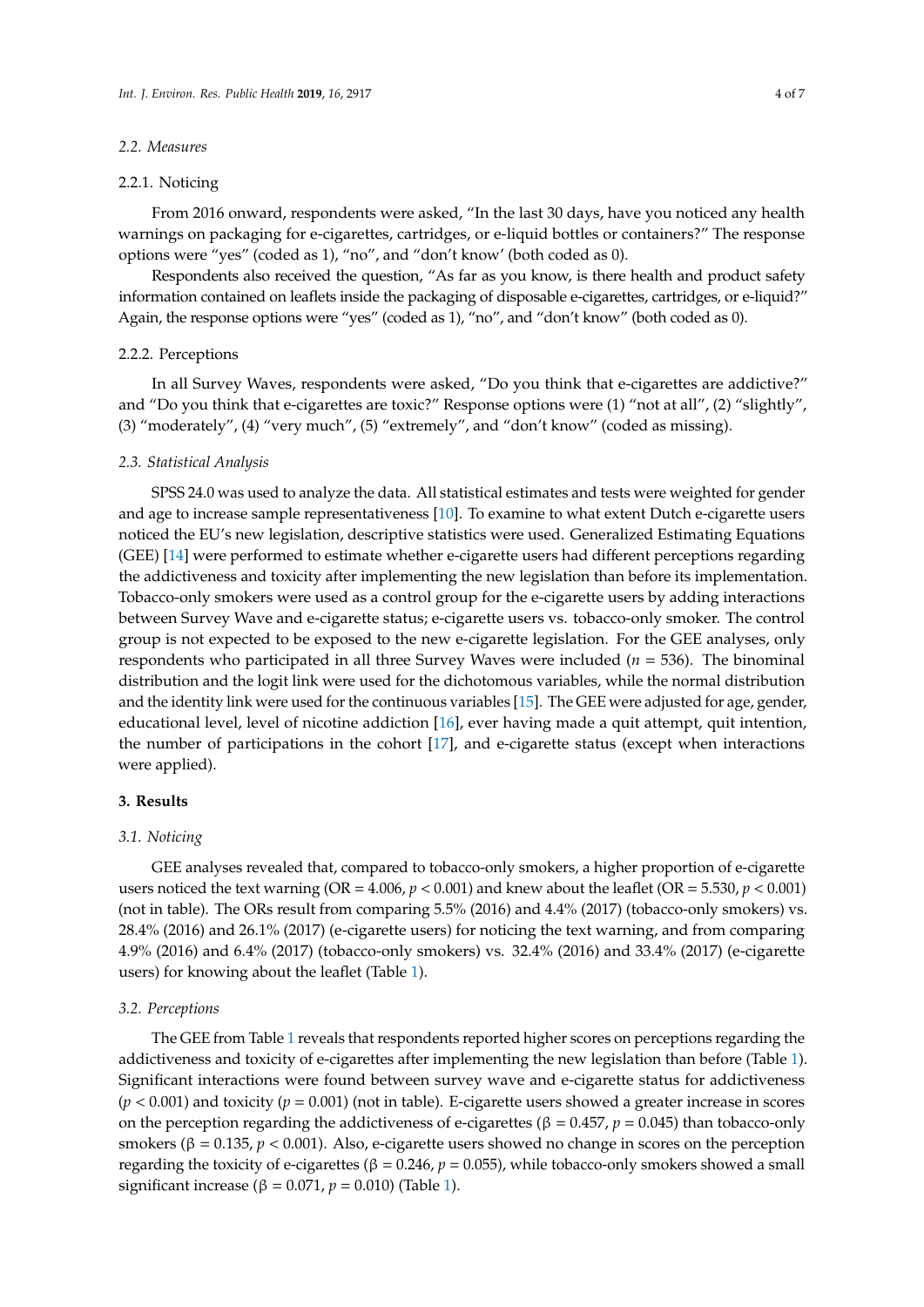### 2.2. Measures

#### 2.2.1. Noticing

From 2016 onward, respondents were asked, "In the last 30 days, have you noticed any health warnings on packaging for e-cigarettes, cartridges, or e-liquid bottles or containers?" The response options were "yes" (coded as 1), "no", and "don't know' (both coded as 0).

Respondents also received the question, "As far as you know, is there health and product safety information contained on leaflets inside the packaging of disposable e-cigarettes, cartridges, or e-liquid?" Again, the response options were "yes" (coded as 1), "no", and "don't know" (both coded as 0).

#### 2.2.2. Perceptions

In all Survey Waves, respondents were asked, "Do you think that e-cigarettes are addictive?" and "Do you think that e-cigarettes are toxic?" Response options were (1) "not at all", (2) "slightly", (3) "moderately", (4) "very much", (5) "extremely", and "don't know" (coded as missing).

### 2.3. Statistical Analysis

SPSS 24.0 was used to analyze the data. All statistical estimates and tests were weighted for gender and age to increase sample representativeness [10]. To examine to what extent Dutch e-cigarette users noticed the EU's new legislation, descriptive statistics were used. Generalized Estimating Equations (GEE) [14] were performed to estimate whether e-cigarette users had different perceptions regarding the addictiveness and toxicity after implementing the new legislation than before its implementation. Tobacco-only smokers were used as a control group for the e-cigarette users by adding interactions between Survey Wave and e-cigarette status; e-cigarette users vs. tobacco-only smoker. The control group is not expected to be exposed to the new e-cigarette legislation. For the GEE analyses, only respondents who participated in all three Survey Waves were included ($n$ = 536). The binominal distribution and the logit link were used for the dichotomous variables, while the normal distribution and the identity link were used for the continuous variables [15]. The GEE were adjusted for age, gender, educational level, level of nicotine addiction [16], ever having made a quit attempt, quit intention, the number of participations in the cohort [17], and e-cigarette status (except when interactions were applied).

## 3. Results

### 3.1. Noticing

GEE analyses revealed that, compared to tobacco-only smokers, a higher proportion of e-cigarette users noticed the text warning (OR = 4.006, $p < 0.001$) and knew about the leaflet (OR = 5.530, $p < 0.001$) (not in table). The ORs result from comparing 5.5% (2016) and 4.4% (2017) (tobacco-only smokers) vs. 28.4% (2016) and 26.1% (2017) (e-cigarette users) for noticing the text warning, and from comparing 4.9% (2016) and 6.4% (2017) (tobacco-only smokers) vs. 32.4% (2016) and 33.4% (2017) (e-cigarette users) for knowing about the leaflet (Table 1).

### 3.2. Perceptions

The GEE from Table 1 reveals that respondents reported higher scores on perceptions regarding the addictiveness and toxicity of e-cigarettes after implementing the new legislation than before (Table 1). Significant interactions were found between survey wave and e-cigarette status for addictiveness ($p < 0.001$) and toxicity ($p = 0.001$) (not in table). E-cigarette users showed a greater increase in scores on the perception regarding the addictiveness of e-cigarettes ($\beta = 0.457$, $p = 0.045$) than tobacco-only smokers ($\beta = 0.135$, $p < 0.001$). Also, e-cigarette users showed no change in scores on the perception regarding the toxicity of e-cigarettes ($\beta = 0.246$, $p = 0.055$), while tobacco-only smokers showed a small significant increase ($\beta = 0.071$, $p = 0.010$) (Table 1).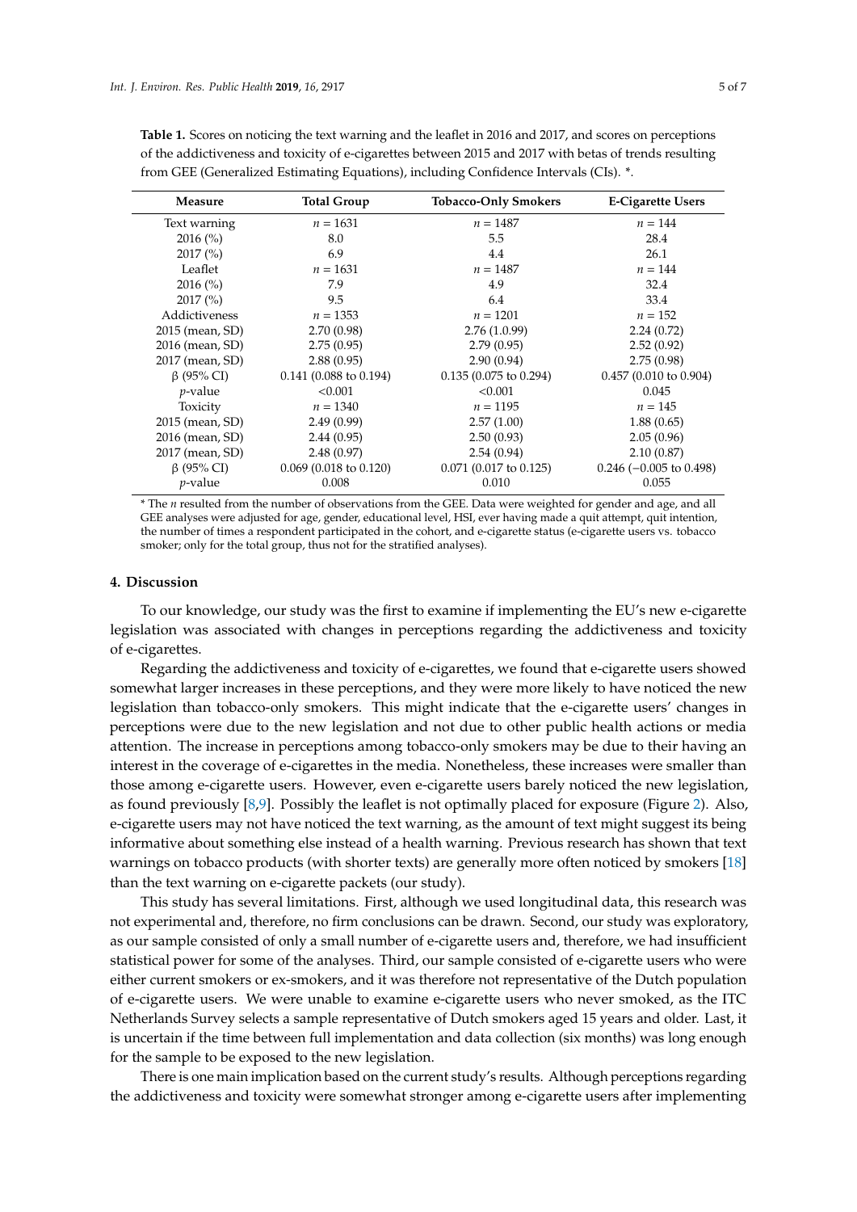**Table 1.** Scores on noticing the text warning and the leaflet in 2016 and 2017, and scores on perceptions of the addictiveness and toxicity of e-cigarettes between 2015 and 2017 with betas of trends resulting from GEE (Generalized Estimating Equations), including Confidence Intervals (CIs). *.

| Measure | Total Group | Tobacco-Only Smokers | E-Cigarette Users |
|---|---|---|---|
| Text warning | $n$ = 1631 | $n$ = 1487 | $n$ = 144 |
| 2016 (%) | 8.0 | 5.5 | 28.4 |
| 2017 (%) | 6.9 | 4.4 | 26.1 |
| Leaflet | $n$ = 1631 | $n$ = 1487 | $n$ = 144 |
| 2016 (%) | 7.9 | 4.9 | 32.4 |
| 2017 (%) | 9.5 | 6.4 | 33.4 |
| Addictiveness | $n$ = 1353 | $n$ = 1201 | $n$ = 152 |
| 2015 (mean, SD) | 2.70 (0.98) | 2.76 (1.0.99) | 2.24 (0.72) |
| 2016 (mean, SD) | 2.75 (0.95) | 2.79 (0.95) | 2.52 (0.92) |
| 2017 (mean, SD) | 2.88 (0.95) | 2.90 (0.94) | 2.75 (0.98) |
| β (95% CI) | 0.141 (0.088 to 0.194) | 0.135 (0.075 to 0.294) | 0.457 (0.010 to 0.904) |
| $p$-value | <0.001 | <0.001 | 0.045 |
| Toxicity | $n$ = 1340 | $n$ = 1195 | $n$ = 145 |
| 2015 (mean, SD) | 2.49 (0.99) | 2.57 (1.00) | 1.88 (0.65) |
| 2016 (mean, SD) | 2.44 (0.95) | 2.50 (0.93) | 2.05 (0.96) |
| 2017 (mean, SD) | 2.48 (0.97) | 2.54 (0.94) | 2.10 (0.87) |
| β (95% CI) | 0.069 (0.018 to 0.120) | 0.071 (0.017 to 0.125) | 0.246 (−0.005 to 0.498) |
| $p$-value | 0.008 | 0.010 | 0.055 |

\* The $n$ resulted from the number of observations from the GEE. Data were weighted for gender and age, and all GEE analyses were adjusted for age, gender, educational level, HSI, ever having made a quit attempt, quit intention, the number of times a respondent participated in the cohort, and e-cigarette status (e-cigarette users vs. tobacco smoker; only for the total group, thus not for the stratified analyses).

## 4. Discussion

To our knowledge, our study was the first to examine if implementing the EU's new e-cigarette legislation was associated with changes in perceptions regarding the addictiveness and toxicity of e-cigarettes.

Regarding the addictiveness and toxicity of e-cigarettes, we found that e-cigarette users showed somewhat larger increases in these perceptions, and they were more likely to have noticed the new legislation than tobacco-only smokers. This might indicate that the e-cigarette users' changes in perceptions were due to the new legislation and not due to other public health actions or media attention. The increase in perceptions among tobacco-only smokers may be due to their having an interest in the coverage of e-cigarettes in the media. Nonetheless, these increases were smaller than those among e-cigarette users. However, even e-cigarette users barely noticed the new legislation, as found previously [8,9]. Possibly the leaflet is not optimally placed for exposure (Figure 2). Also, e-cigarette users may not have noticed the text warning, as the amount of text might suggest its being informative about something else instead of a health warning. Previous research has shown that text warnings on tobacco products (with shorter texts) are generally more often noticed by smokers [18] than the text warning on e-cigarette packets (our study).

This study has several limitations. First, although we used longitudinal data, this research was not experimental and, therefore, no firm conclusions can be drawn. Second, our study was exploratory, as our sample consisted of only a small number of e-cigarette users and, therefore, we had insufficient statistical power for some of the analyses. Third, our sample consisted of e-cigarette users who were either current smokers or ex-smokers, and it was therefore not representative of the Dutch population of e-cigarette users. We were unable to examine e-cigarette users who never smoked, as the ITC Netherlands Survey selects a sample representative of Dutch smokers aged 15 years and older. Last, it is uncertain if the time between full implementation and data collection (six months) was long enough for the sample to be exposed to the new legislation.

There is one main implication based on the current study's results. Although perceptions regarding the addictiveness and toxicity were somewhat stronger among e-cigarette users after implementing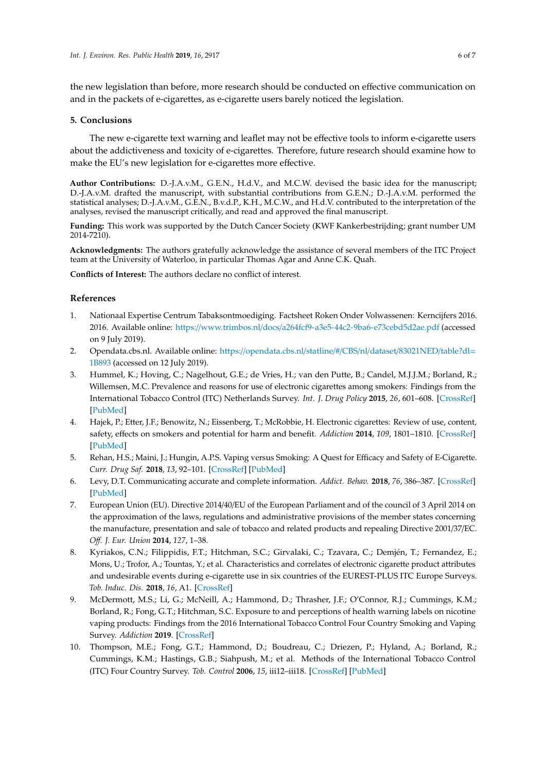the new legislation than before, more research should be conducted on effective communication on and in the packets of e-cigarettes, as e-cigarette users barely noticed the legislation.

## 5. Conclusions

The new e-cigarette text warning and leaflet may not be effective tools to inform e-cigarette users about the addictiveness and toxicity of e-cigarettes. Therefore, future research should examine how to make the EU's new legislation for e-cigarettes more effective.

**Author Contributions:** D.-J.A.v.M., G.E.N., H.d.V., and M.C.W. devised the basic idea for the manuscript; D.-J.A.v.M. drafted the manuscript, with substantial contributions from G.E.N.; D.-J.A.v.M. performed the statistical analyses; D.-J.A.v.M., G.E.N., B.v.d.P., K.H., M.C.W., and H.d.V. contributed to the interpretation of the analyses, revised the manuscript critically, and read and approved the final manuscript.

**Funding:** This work was supported by the Dutch Cancer Society (KWF Kankerbestrijding; grant number UM 2014-7210).

**Acknowledgments:** The authors gratefully acknowledge the assistance of several members of the ITC Project team at the University of Waterloo, in particular Thomas Agar and Anne C.K. Quah.

**Conflicts of Interest:** The authors declare no conflict of interest.

## References

1. Nationaal Expertise Centrum Tabaksontmoediging. Factsheet Roken Onder Volwassenen: Kerncijfers 2016. 2016. Available online: https://www.trimbos.nl/docs/a264fcf9-a3e5-44c2-9ba6-e73cebd5d2ae.pdf (accessed on 9 July 2019).
2. Opendata.cbs.nl. Available online: https://opendata.cbs.nl/statline/#/CBS/nl/dataset/83021NED/table?dl=1B893 (accessed on 12 July 2019).
3. Hummel, K.; Hoving, C.; Nagelhout, G.E.; de Vries, H.; van den Putte, B.; Candel, M.J.J.M.; Borland, R.; Willemsen, M.C. Prevalence and reasons for use of electronic cigarettes among smokers: Findings from the International Tobacco Control (ITC) Netherlands Survey. *Int. J. Drug Policy* **2015**, *26*, 601–608. [CrossRef] [PubMed]
4. Hajek, P.; Etter, J.F.; Benowitz, N.; Eissenberg, T.; McRobbie, H. Electronic cigarettes: Review of use, content, safety, effects on smokers and potential for harm and benefit. *Addiction* **2014**, *109*, 1801–1810. [CrossRef] [PubMed]
5. Rehan, H.S.; Maini, J.; Hungin, A.P.S. Vaping versus Smoking: A Quest for Efficacy and Safety of E-Cigarette. *Curr. Drug Saf.* **2018**, *13*, 92–101. [CrossRef] [PubMed]
6. Levy, D.T. Communicating accurate and complete information. *Addict. Behav.* **2018**, *76*, 386–387. [CrossRef] [PubMed]
7. European Union (EU). Directive 2014/40/EU of the European Parliament and of the council of 3 April 2014 on the approximation of the laws, regulations and administrative provisions of the member states concerning the manufacture, presentation and sale of tobacco and related products and repealing Directive 2001/37/EC. *Off. J. Eur. Union* **2014**, *127*, 1–38.
8. Kyriakos, C.N.; Filippidis, F.T.; Hitchman, S.C.; Girvalaki, C.; Tzavara, C.; Demjén, T.; Fernandez, E.; Mons, U.; Trofor, A.; Tountas, Y.; et al. Characteristics and correlates of electronic cigarette product attributes and undesirable events during e-cigarette use in six countries of the EUREST-PLUS ITC Europe Surveys. *Tob. Induc. Dis.* **2018**, *16*, A1. [CrossRef]
9. McDermott, M.S.; Li, G.; McNeill, A.; Hammond, D.; Thrasher, J.F.; O'Connor, R.J.; Cummings, K.M.; Borland, R.; Fong, G.T.; Hitchman, S.C. Exposure to and perceptions of health warning labels on nicotine vaping products: Findings from the 2016 International Tobacco Control Four Country Smoking and Vaping Survey. *Addiction* **2019**. [CrossRef]
10. Thompson, M.E.; Fong, G.T.; Hammond, D.; Boudreau, C.; Driezen, P.; Hyland, A.; Borland, R.; Cummings, K.M.; Hastings, G.B.; Siahpush, M.; et al. Methods of the International Tobacco Control (ITC) Four Country Survey. *Tob. Control* **2006**, *15*, iii12–iii18. [CrossRef] [PubMed]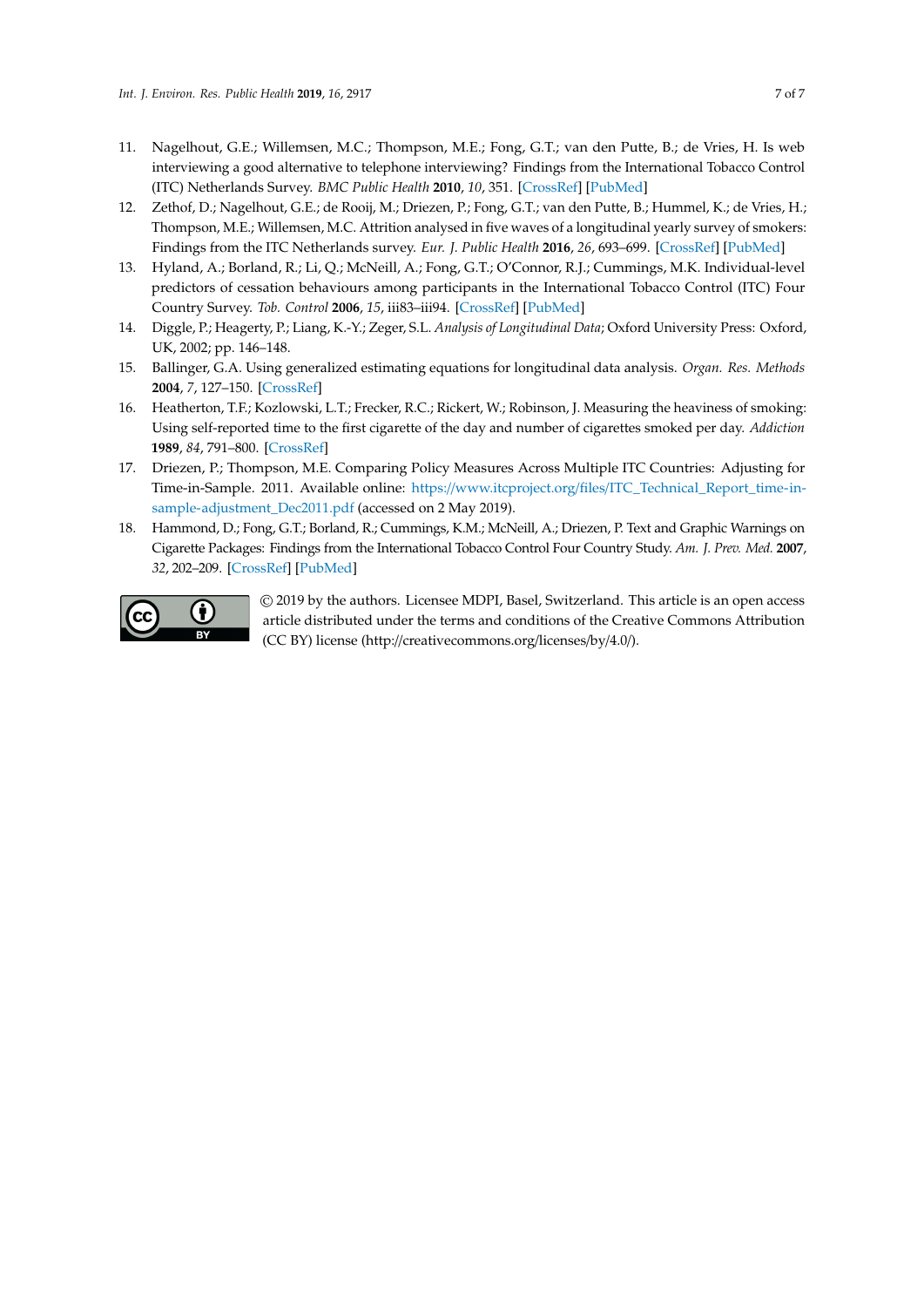11. Nagelhout, G.E.; Willemsen, M.C.; Thompson, M.E.; Fong, G.T.; van den Putte, B.; de Vries, H. Is web interviewing a good alternative to telephone interviewing? Findings from the International Tobacco Control (ITC) Netherlands Survey. *BMC Public Health* **2010**, *10*, 351. [CrossRef] [PubMed]
12. Zethof, D.; Nagelhout, G.E.; de Rooij, M.; Driezen, P.; Fong, G.T.; van den Putte, B.; Hummel, K.; de Vries, H.; Thompson, M.E.; Willemsen, M.C. Attrition analysed in five waves of a longitudinal yearly survey of smokers: Findings from the ITC Netherlands survey. *Eur. J. Public Health* **2016**, *26*, 693–699. [CrossRef] [PubMed]
13. Hyland, A.; Borland, R.; Li, Q.; McNeill, A.; Fong, G.T.; O'Connor, R.J.; Cummings, M.K. Individual-level predictors of cessation behaviours among participants in the International Tobacco Control (ITC) Four Country Survey. *Tob. Control* **2006**, *15*, iii83–iii94. [CrossRef] [PubMed]
14. Diggle, P.; Heagerty, P.; Liang, K.-Y.; Zeger, S.L. *Analysis of Longitudinal Data*; Oxford University Press: Oxford, UK, 2002; pp. 146–148.
15. Ballinger, G.A. Using generalized estimating equations for longitudinal data analysis. *Organ. Res. Methods* **2004**, *7*, 127–150. [CrossRef]
16. Heatherton, T.F.; Kozlowski, L.T.; Frecker, R.C.; Rickert, W.; Robinson, J. Measuring the heaviness of smoking: Using self-reported time to the first cigarette of the day and number of cigarettes smoked per day. *Addiction* **1989**, *84*, 791–800. [CrossRef]
17. Driezen, P.; Thompson, M.E. Comparing Policy Measures Across Multiple ITC Countries: Adjusting for Time-in-Sample. 2011. Available online: https://www.itcproject.org/files/ITC_Technical_Report_time-in-sample-adjustment_Dec2011.pdf (accessed on 2 May 2019).
18. Hammond, D.; Fong, G.T.; Borland, R.; Cummings, K.M.; McNeill, A.; Driezen, P. Text and Graphic Warnings on Cigarette Packages: Findings from the International Tobacco Control Four Country Study. *Am. J. Prev. Med.* **2007**, *32*, 202–209. [CrossRef] [PubMed]

© 2019 by the authors. Licensee MDPI, Basel, Switzerland. This article is an open access article distributed under the terms and conditions of the Creative Commons Attribution (CC BY) license (http://creativecommons.org/licenses/by/4.0/).